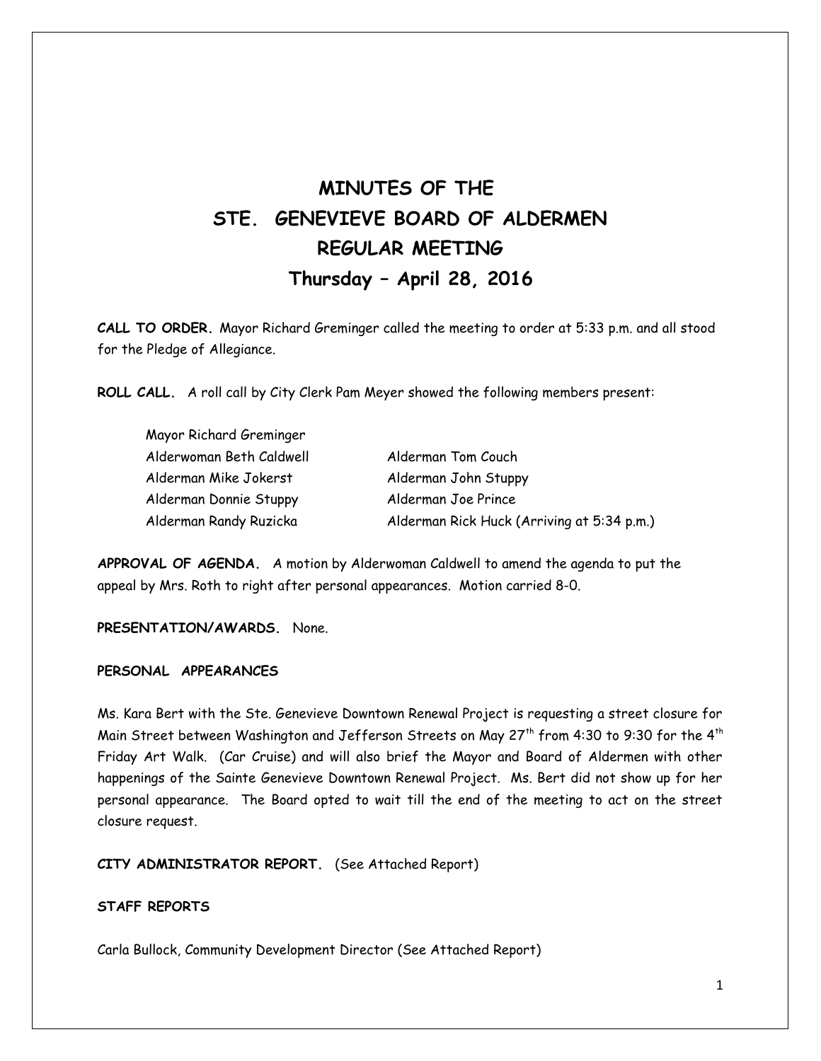# MINUTES OF THE
# STE. GENEVIEVE BOARD OF ALDERMEN
# REGULAR MEETING
# Thursday – April 28, 2016

**CALL TO ORDER.** Mayor Richard Greminger called the meeting to order at 5:33 p.m. and all stood for the Pledge of Allegiance.

**ROLL CALL.** A roll call by City Clerk Pam Meyer showed the following members present:

Mayor Richard Greminger
Alderwoman Beth Caldwell
Alderman Tom Couch
Alderman Mike Jokerst
Alderman John Stuppy
Alderman Donnie Stuppy
Alderman Joe Prince
Alderman Randy Ruzicka
Alderman Rick Huck (Arriving at 5:34 p.m.)

**APPROVAL OF AGENDA.** A motion by Alderwoman Caldwell to amend the agenda to put the appeal by Mrs. Roth to right after personal appearances. Motion carried 8-0.

**PRESENTATION/AWARDS.** None.

**PERSONAL APPEARANCES**

Ms. Kara Bert with the Ste. Genevieve Downtown Renewal Project is requesting a street closure for Main Street between Washington and Jefferson Streets on May 27th from 4:30 to 9:30 for the 4th Friday Art Walk. (Car Cruise) and will also brief the Mayor and Board of Aldermen with other happenings of the Sainte Genevieve Downtown Renewal Project. Ms. Bert did not show up for her personal appearance. The Board opted to wait till the end of the meeting to act on the street closure request.

**CITY ADMINISTRATOR REPORT.** (See Attached Report)

**STAFF REPORTS**

Carla Bullock, Community Development Director (See Attached Report)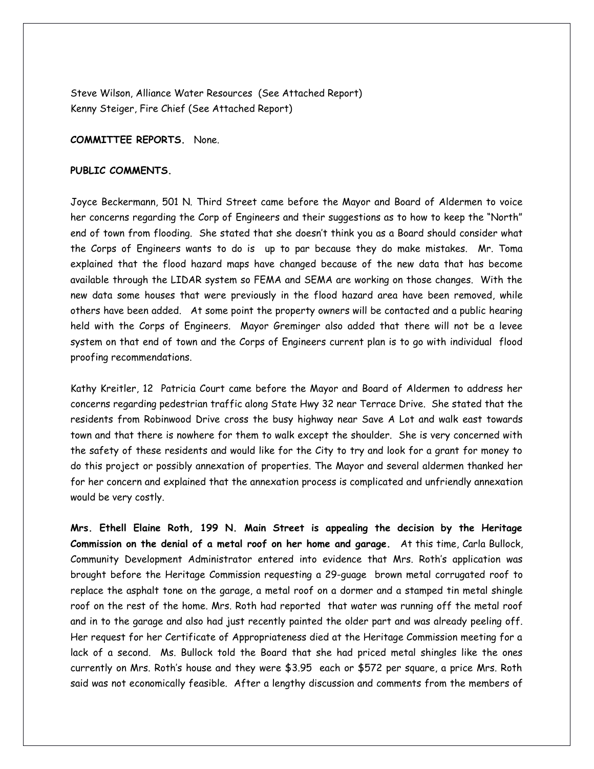Steve Wilson, Alliance Water Resources (See Attached Report)
Kenny Steiger, Fire Chief (See Attached Report)

**COMMITTEE REPORTS.** None.

**PUBLIC COMMENTS.**

Joyce Beckermann, 501 N. Third Street came before the Mayor and Board of Aldermen to voice her concerns regarding the Corp of Engineers and their suggestions as to how to keep the "North" end of town from flooding. She stated that she doesn't think you as a Board should consider what the Corps of Engineers wants to do is up to par because they do make mistakes. Mr. Toma explained that the flood hazard maps have changed because of the new data that has become available through the LIDAR system so FEMA and SEMA are working on those changes. With the new data some houses that were previously in the flood hazard area have been removed, while others have been added. At some point the property owners will be contacted and a public hearing held with the Corps of Engineers. Mayor Greminger also added that there will not be a levee system on that end of town and the Corps of Engineers current plan is to go with individual flood proofing recommendations.

Kathy Kreitler, 12 Patricia Court came before the Mayor and Board of Aldermen to address her concerns regarding pedestrian traffic along State Hwy 32 near Terrace Drive. She stated that the residents from Robinwood Drive cross the busy highway near Save A Lot and walk east towards town and that there is nowhere for them to walk except the shoulder. She is very concerned with the safety of these residents and would like for the City to try and look for a grant for money to do this project or possibly annexation of properties. The Mayor and several aldermen thanked her for her concern and explained that the annexation process is complicated and unfriendly annexation would be very costly.

**Mrs. Ethell Elaine Roth, 199 N. Main Street is appealing the decision by the Heritage Commission on the denial of a metal roof on her home and garage.** At this time, Carla Bullock, Community Development Administrator entered into evidence that Mrs. Roth's application was brought before the Heritage Commission requesting a 29-guage brown metal corrugated roof to replace the asphalt tone on the garage, a metal roof on a dormer and a stamped tin metal shingle roof on the rest of the home. Mrs. Roth had reported that water was running off the metal roof and in to the garage and also had just recently painted the older part and was already peeling off. Her request for her Certificate of Appropriateness died at the Heritage Commission meeting for a lack of a second. Ms. Bullock told the Board that she had priced metal shingles like the ones currently on Mrs. Roth's house and they were $3.95 each or $572 per square, a price Mrs. Roth said was not economically feasible. After a lengthy discussion and comments from the members of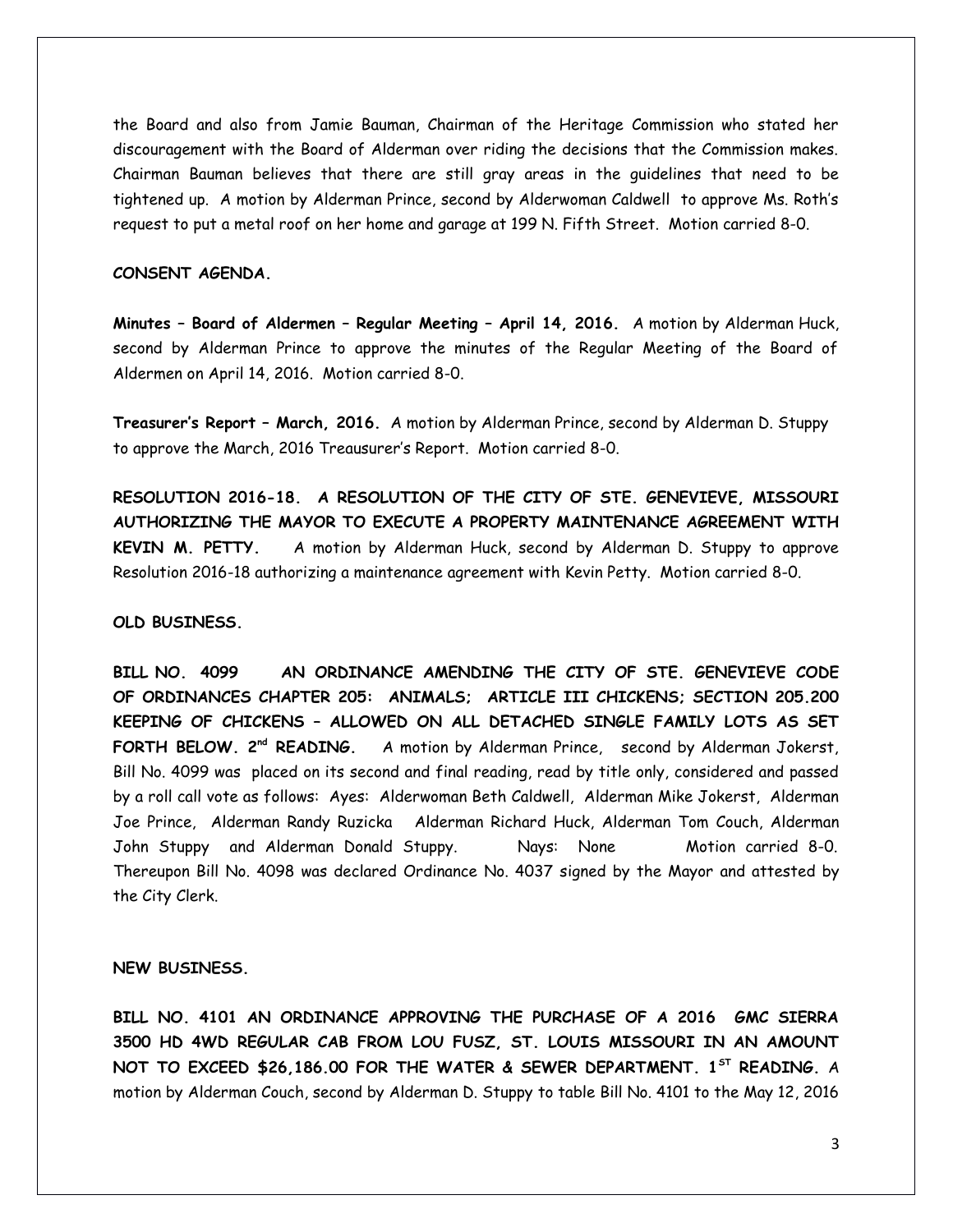the Board and also from Jamie Bauman, Chairman of the Heritage Commission who stated her discouragement with the Board of Alderman over riding the decisions that the Commission makes. Chairman Bauman believes that there are still gray areas in the guidelines that need to be tightened up. A motion by Alderman Prince, second by Alderwoman Caldwell to approve Ms. Roth's request to put a metal roof on her home and garage at 199 N. Fifth Street. Motion carried 8-0.

**CONSENT AGENDA.**

**Minutes – Board of Aldermen – Regular Meeting – April 14, 2016.** A motion by Alderman Huck, second by Alderman Prince to approve the minutes of the Regular Meeting of the Board of Aldermen on April 14, 2016. Motion carried 8-0.

**Treasurer's Report – March, 2016.** A motion by Alderman Prince, second by Alderman D. Stuppy to approve the March, 2016 Treausurer's Report. Motion carried 8-0.

**RESOLUTION 2016-18. A RESOLUTION OF THE CITY OF STE. GENEVIEVE, MISSOURI AUTHORIZING THE MAYOR TO EXECUTE A PROPERTY MAINTENANCE AGREEMENT WITH KEVIN M. PETTY.** A motion by Alderman Huck, second by Alderman D. Stuppy to approve Resolution 2016-18 authorizing a maintenance agreement with Kevin Petty. Motion carried 8-0.

**OLD BUSINESS.**

**BILL NO. 4099 AN ORDINANCE AMENDING THE CITY OF STE. GENEVIEVE CODE OF ORDINANCES CHAPTER 205: ANIMALS; ARTICLE III CHICKENS; SECTION 205.200 KEEPING OF CHICKENS – ALLOWED ON ALL DETACHED SINGLE FAMILY LOTS AS SET FORTH BELOW. 2nd READING.** A motion by Alderman Prince, second by Alderman Jokerst, Bill No. 4099 was placed on its second and final reading, read by title only, considered and passed by a roll call vote as follows: Ayes: Alderwoman Beth Caldwell, Alderman Mike Jokerst, Alderman Joe Prince, Alderman Randy Ruzicka Alderman Richard Huck, Alderman Tom Couch, Alderman John Stuppy and Alderman Donald Stuppy. Nays: None Motion carried 8-0. Thereupon Bill No. 4098 was declared Ordinance No. 4037 signed by the Mayor and attested by the City Clerk.

**NEW BUSINESS.**

**BILL NO. 4101 AN ORDINANCE APPROVING THE PURCHASE OF A 2016 GMC SIERRA 3500 HD 4WD REGULAR CAB FROM LOU FUSZ, ST. LOUIS MISSOURI IN AN AMOUNT NOT TO EXCEED $26,186.00 FOR THE WATER & SEWER DEPARTMENT. 1ST READING.** A motion by Alderman Couch, second by Alderman D. Stuppy to table Bill No. 4101 to the May 12, 2016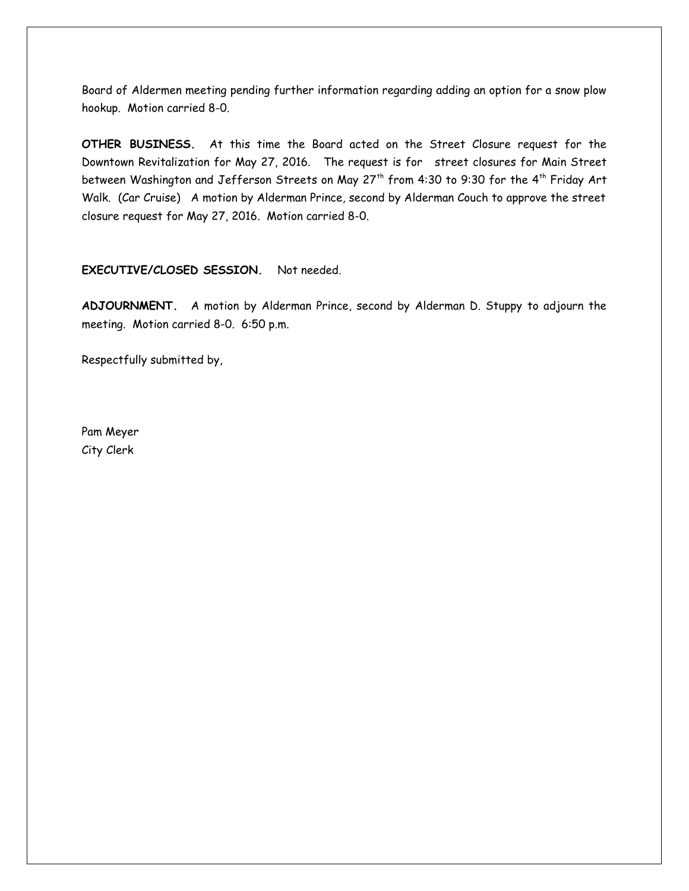Board of Aldermen meeting pending further information regarding adding an option for a snow plow hookup. Motion carried 8-0.

**OTHER BUSINESS.** At this time the Board acted on the Street Closure request for the Downtown Revitalization for May 27, 2016. The request is for street closures for Main Street between Washington and Jefferson Streets on May 27th from 4:30 to 9:30 for the 4th Friday Art Walk. (Car Cruise) A motion by Alderman Prince, second by Alderman Couch to approve the street closure request for May 27, 2016. Motion carried 8-0.

**EXECUTIVE/CLOSED SESSION.** Not needed.

**ADJOURNMENT.** A motion by Alderman Prince, second by Alderman D. Stuppy to adjourn the meeting. Motion carried 8-0. 6:50 p.m.

Respectfully submitted by,

Pam Meyer
City Clerk